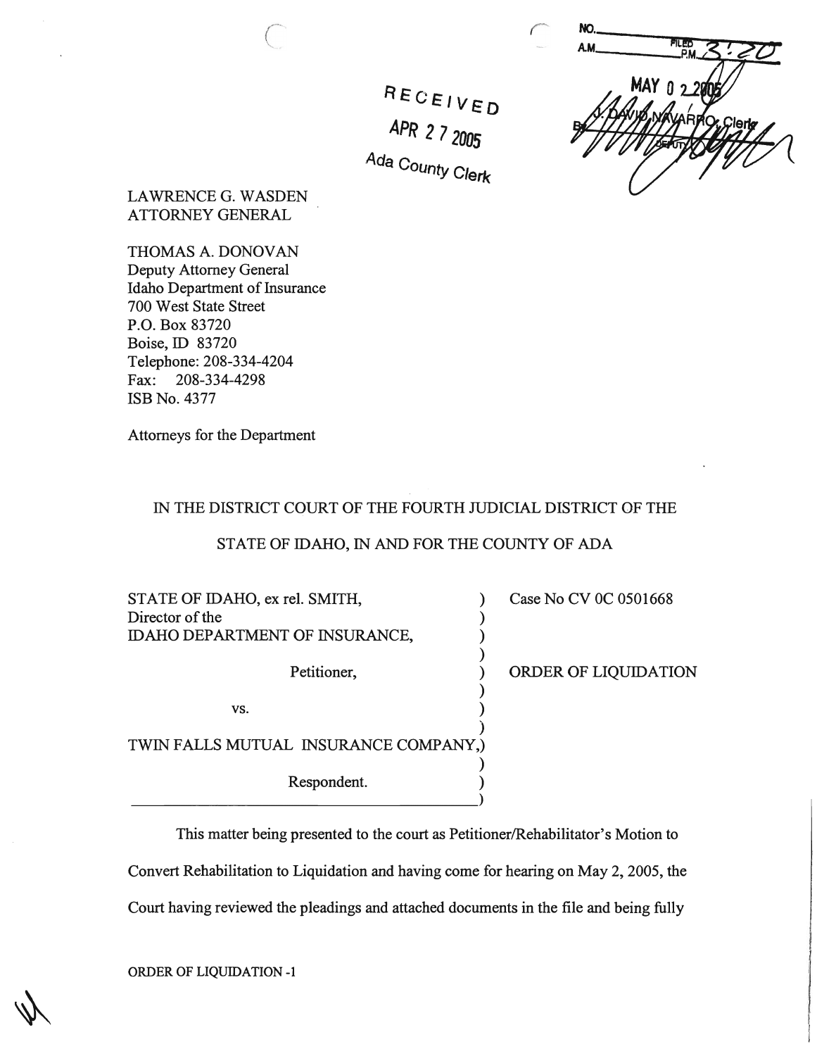RECEIVED
APR 27 2005
Ada County Clerk

NO. ____
A.M. ____ FILED P.M. 3:20

MAY 02 2005

J. DAVID NAVARRO, Clerk
By ____ DEPUTY

LAWRENCE G. WASDEN
ATTORNEY GENERAL

THOMAS A. DONOVAN
Deputy Attorney General
Idaho Department of Insurance
700 West State Street
P.O. Box 83720
Boise, ID 83720
Telephone: 208-334-4204
Fax: 208-334-4298
ISB No. 4377

Attorneys for the Department

IN THE DISTRICT COURT OF THE FOURTH JUDICIAL DISTRICT OF THE

STATE OF IDAHO, IN AND FOR THE COUNTY OF ADA

STATE OF IDAHO, ex rel. SMITH, Director of the IDAHO DEPARTMENT OF INSURANCE,

Petitioner,

vs.

TWIN FALLS MUTUAL INSURANCE COMPANY,

Respondent.

Case No CV 0C 0501668

ORDER OF LIQUIDATION

This matter being presented to the court as Petitioner/Rehabilitator's Motion to Convert Rehabilitation to Liquidation and having come for hearing on May 2, 2005, the Court having reviewed the pleadings and attached documents in the file and being fully

ORDER OF LIQUIDATION -1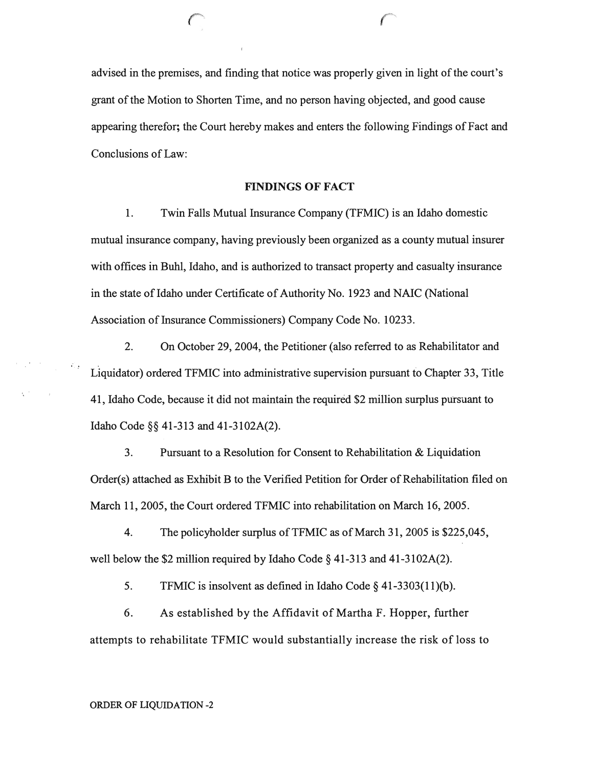advised in the premises, and finding that notice was properly given in light of the court's grant of the Motion to Shorten Time, and no person having objected, and good cause appearing therefor; the Court hereby makes and enters the following Findings of Fact and Conclusions of Law:

## FINDINGS OF FACT

1. Twin Falls Mutual Insurance Company (TFMIC) is an Idaho domestic mutual insurance company, having previously been organized as a county mutual insurer with offices in Buhl, Idaho, and is authorized to transact property and casualty insurance in the state of Idaho under Certificate of Authority No. 1923 and NAIC (National Association of Insurance Commissioners) Company Code No. 10233.

2. On October 29, 2004, the Petitioner (also referred to as Rehabilitator and Liquidator) ordered TFMIC into administrative supervision pursuant to Chapter 33, Title 41, Idaho Code, because it did not maintain the required $2 million surplus pursuant to Idaho Code §§ 41-313 and 41-3102A(2).

3. Pursuant to a Resolution for Consent to Rehabilitation & Liquidation Order(s) attached as Exhibit B to the Verified Petition for Order of Rehabilitation filed on March 11, 2005, the Court ordered TFMIC into rehabilitation on March 16, 2005.

4. The policyholder surplus of TFMIC as of March 31, 2005 is $225,045, well below the $2 million required by Idaho Code § 41-313 and 41-3102A(2).

5. TFMIC is insolvent as defined in Idaho Code § 41-3303(11)(b).

6. As established by the Affidavit of Martha F. Hopper, further attempts to rehabilitate TFMIC would substantially increase the risk of loss to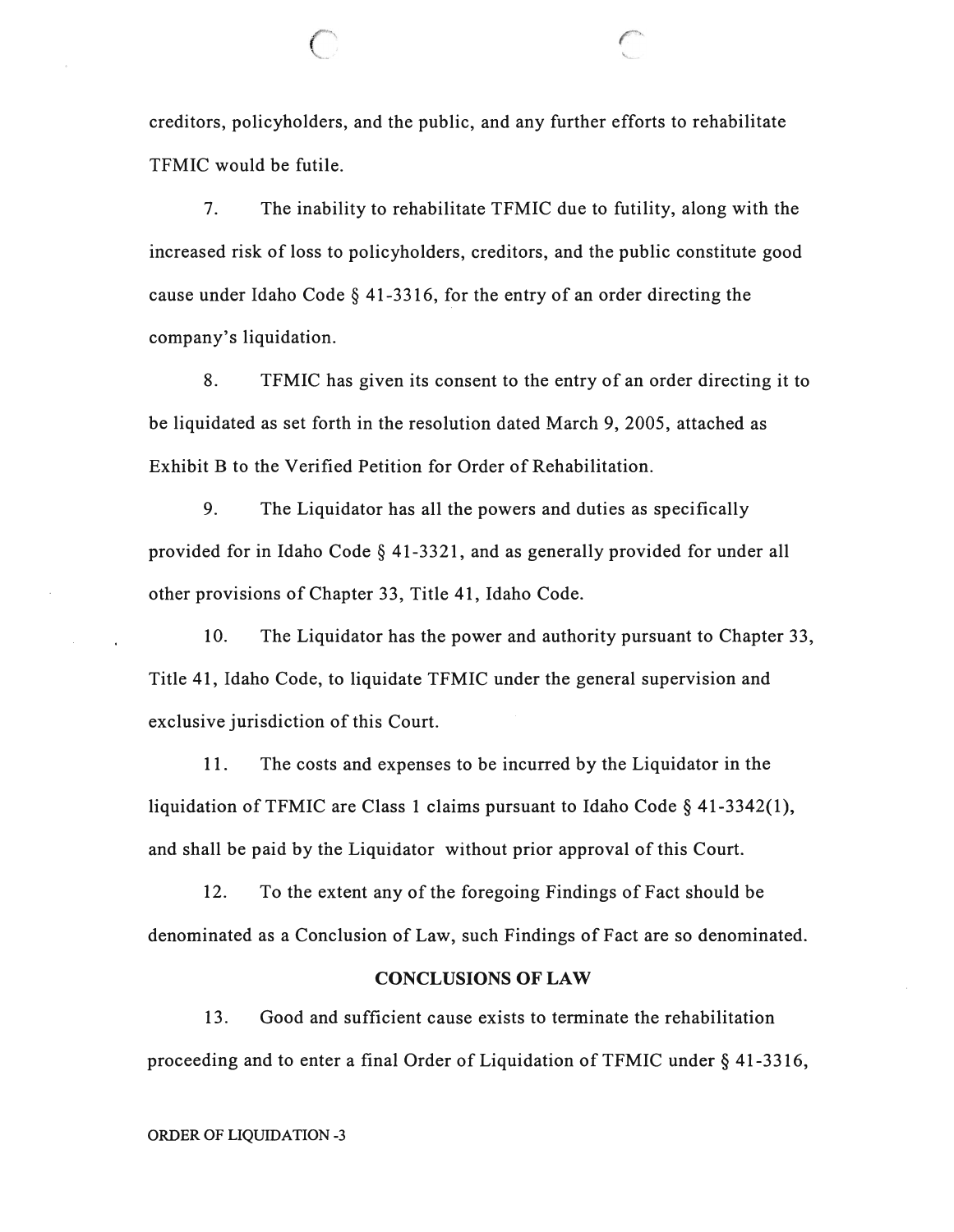creditors, policyholders, and the public, and any further efforts to rehabilitate TFMIC would be futile.

7. The inability to rehabilitate TFMIC due to futility, along with the increased risk of loss to policyholders, creditors, and the public constitute good cause under Idaho Code § 41-3316, for the entry of an order directing the company's liquidation.

8. TFMIC has given its consent to the entry of an order directing it to be liquidated as set forth in the resolution dated March 9, 2005, attached as Exhibit B to the Verified Petition for Order of Rehabilitation.

9. The Liquidator has all the powers and duties as specifically provided for in Idaho Code § 41-3321, and as generally provided for under all other provisions of Chapter 33, Title 41, Idaho Code.

10. The Liquidator has the power and authority pursuant to Chapter 33, Title 41, Idaho Code, to liquidate TFMIC under the general supervision and exclusive jurisdiction of this Court.

11. The costs and expenses to be incurred by the Liquidator in the liquidation of TFMIC are Class 1 claims pursuant to Idaho Code § 41-3342(1), and shall be paid by the Liquidator without prior approval of this Court.

12. To the extent any of the foregoing Findings of Fact should be denominated as a Conclusion of Law, such Findings of Fact are so denominated.

## CONCLUSIONS OF LAW

13. Good and sufficient cause exists to terminate the rehabilitation proceeding and to enter a final Order of Liquidation of TFMIC under § 41-3316,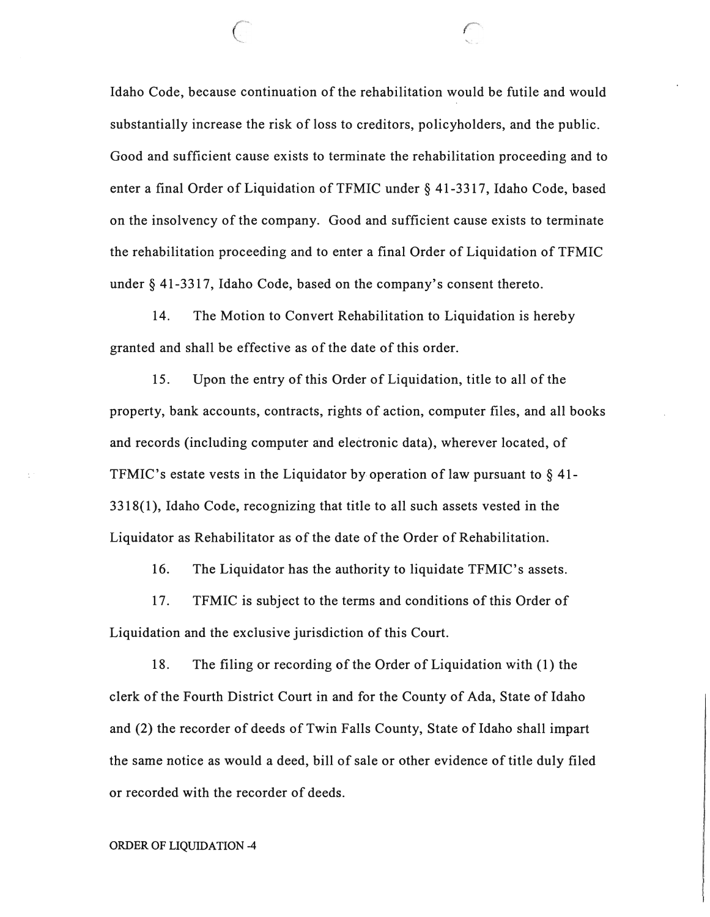Idaho Code, because continuation of the rehabilitation would be futile and would substantially increase the risk of loss to creditors, policyholders, and the public. Good and sufficient cause exists to terminate the rehabilitation proceeding and to enter a final Order of Liquidation of TFMIC under § 41-3317, Idaho Code, based on the insolvency of the company. Good and sufficient cause exists to terminate the rehabilitation proceeding and to enter a final Order of Liquidation of TFMIC under § 41-3317, Idaho Code, based on the company's consent thereto.

14. The Motion to Convert Rehabilitation to Liquidation is hereby granted and shall be effective as of the date of this order.

15. Upon the entry of this Order of Liquidation, title to all of the property, bank accounts, contracts, rights of action, computer files, and all books and records (including computer and electronic data), wherever located, of TFMIC's estate vests in the Liquidator by operation of law pursuant to § 41-3318(1), Idaho Code, recognizing that title to all such assets vested in the Liquidator as Rehabilitator as of the date of the Order of Rehabilitation.

16. The Liquidator has the authority to liquidate TFMIC's assets.

17. TFMIC is subject to the terms and conditions of this Order of Liquidation and the exclusive jurisdiction of this Court.

18. The filing or recording of the Order of Liquidation with (1) the clerk of the Fourth District Court in and for the County of Ada, State of Idaho and (2) the recorder of deeds of Twin Falls County, State of Idaho shall impart the same notice as would a deed, bill of sale or other evidence of title duly filed or recorded with the recorder of deeds.

ORDER OF LIQUIDATION -4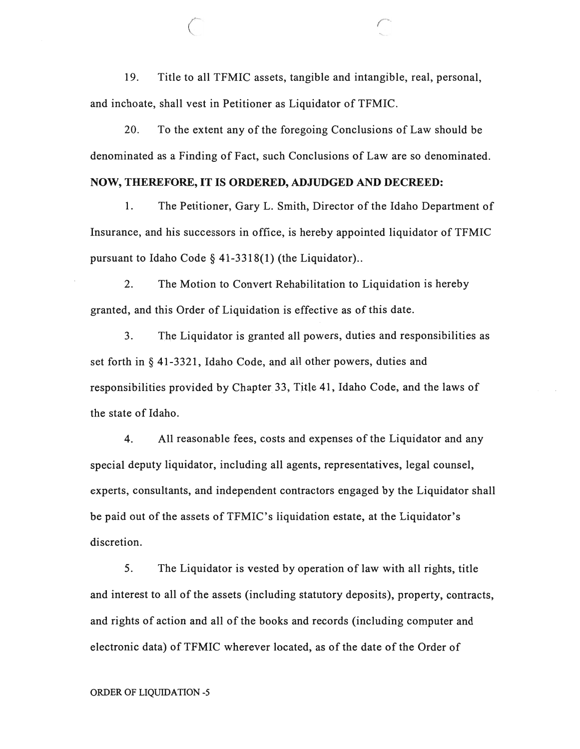19. Title to all TFMIC assets, tangible and intangible, real, personal, and inchoate, shall vest in Petitioner as Liquidator of TFMIC.

20. To the extent any of the foregoing Conclusions of Law should be denominated as a Finding of Fact, such Conclusions of Law are so denominated.

**NOW, THEREFORE, IT IS ORDERED, ADJUDGED AND DECREED:**

1. The Petitioner, Gary L. Smith, Director of the Idaho Department of Insurance, and his successors in office, is hereby appointed liquidator of TFMIC pursuant to Idaho Code § 41-3318(1) (the Liquidator)..

2. The Motion to Convert Rehabilitation to Liquidation is hereby granted, and this Order of Liquidation is effective as of this date.

3. The Liquidator is granted all powers, duties and responsibilities as set forth in § 41-3321, Idaho Code, and all other powers, duties and responsibilities provided by Chapter 33, Title 41, Idaho Code, and the laws of the state of Idaho.

4. All reasonable fees, costs and expenses of the Liquidator and any special deputy liquidator, including all agents, representatives, legal counsel, experts, consultants, and independent contractors engaged by the Liquidator shall be paid out of the assets of TFMIC's liquidation estate, at the Liquidator's discretion.

5. The Liquidator is vested by operation of law with all rights, title and interest to all of the assets (including statutory deposits), property, contracts, and rights of action and all of the books and records (including computer and electronic data) of TFMIC wherever located, as of the date of the Order of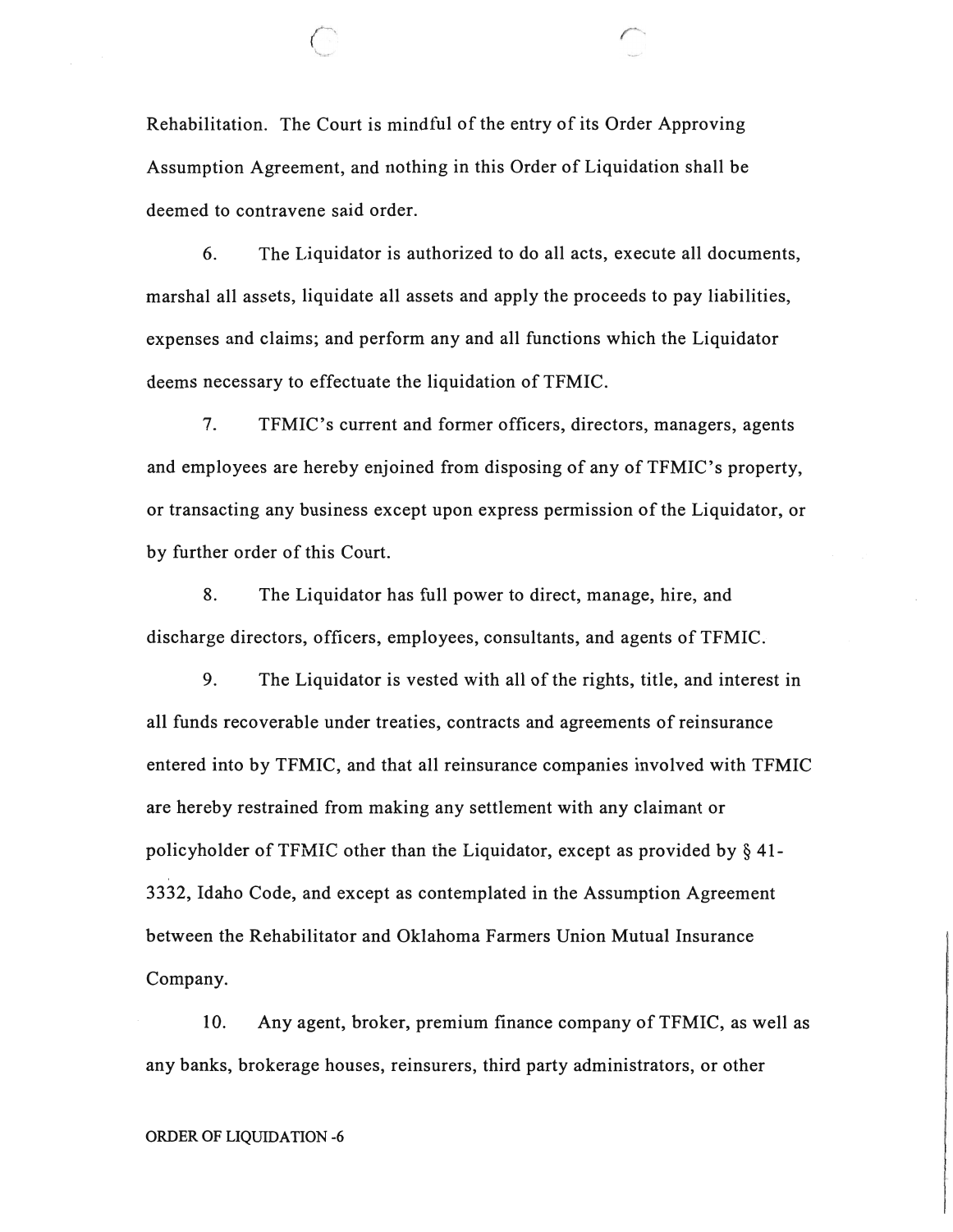Rehabilitation. The Court is mindful of the entry of its Order Approving Assumption Agreement, and nothing in this Order of Liquidation shall be deemed to contravene said order.

6. The Liquidator is authorized to do all acts, execute all documents, marshal all assets, liquidate all assets and apply the proceeds to pay liabilities, expenses and claims; and perform any and all functions which the Liquidator deems necessary to effectuate the liquidation of TFMIC.

7. TFMIC's current and former officers, directors, managers, agents and employees are hereby enjoined from disposing of any of TFMIC's property, or transacting any business except upon express permission of the Liquidator, or by further order of this Court.

8. The Liquidator has full power to direct, manage, hire, and discharge directors, officers, employees, consultants, and agents of TFMIC.

9. The Liquidator is vested with all of the rights, title, and interest in all funds recoverable under treaties, contracts and agreements of reinsurance entered into by TFMIC, and that all reinsurance companies involved with TFMIC are hereby restrained from making any settlement with any claimant or policyholder of TFMIC other than the Liquidator, except as provided by § 41-3332, Idaho Code, and except as contemplated in the Assumption Agreement between the Rehabilitator and Oklahoma Farmers Union Mutual Insurance Company.

10. Any agent, broker, premium finance company of TFMIC, as well as any banks, brokerage houses, reinsurers, third party administrators, or other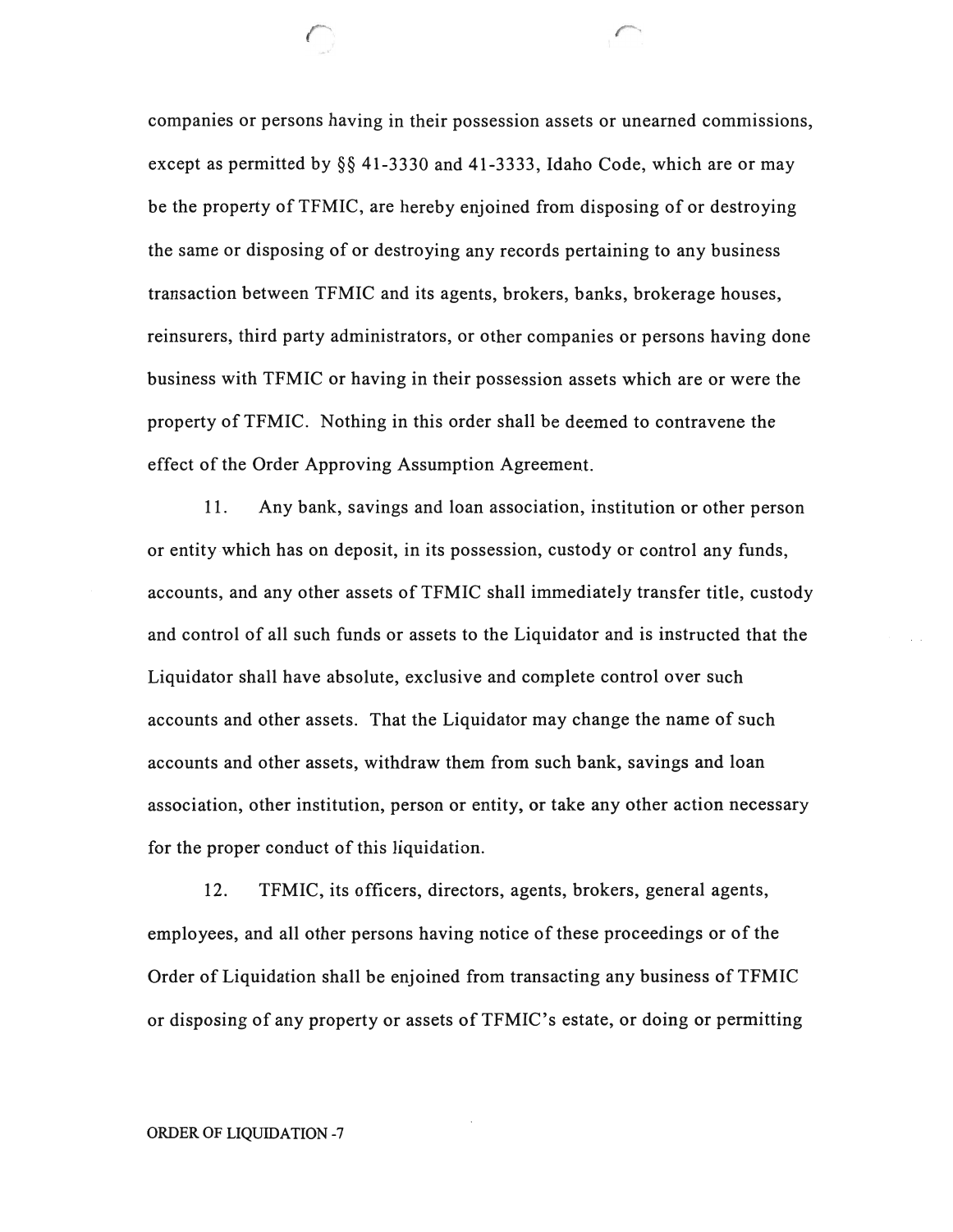companies or persons having in their possession assets or unearned commissions, except as permitted by §§ 41-3330 and 41-3333, Idaho Code, which are or may be the property of TFMIC, are hereby enjoined from disposing of or destroying the same or disposing of or destroying any records pertaining to any business transaction between TFMIC and its agents, brokers, banks, brokerage houses, reinsurers, third party administrators, or other companies or persons having done business with TFMIC or having in their possession assets which are or were the property of TFMIC. Nothing in this order shall be deemed to contravene the effect of the Order Approving Assumption Agreement.

11. Any bank, savings and loan association, institution or other person or entity which has on deposit, in its possession, custody or control any funds, accounts, and any other assets of TFMIC shall immediately transfer title, custody and control of all such funds or assets to the Liquidator and is instructed that the Liquidator shall have absolute, exclusive and complete control over such accounts and other assets. That the Liquidator may change the name of such accounts and other assets, withdraw them from such bank, savings and loan association, other institution, person or entity, or take any other action necessary for the proper conduct of this liquidation.

12. TFMIC, its officers, directors, agents, brokers, general agents, employees, and all other persons having notice of these proceedings or of the Order of Liquidation shall be enjoined from transacting any business of TFMIC or disposing of any property or assets of TFMIC's estate, or doing or permitting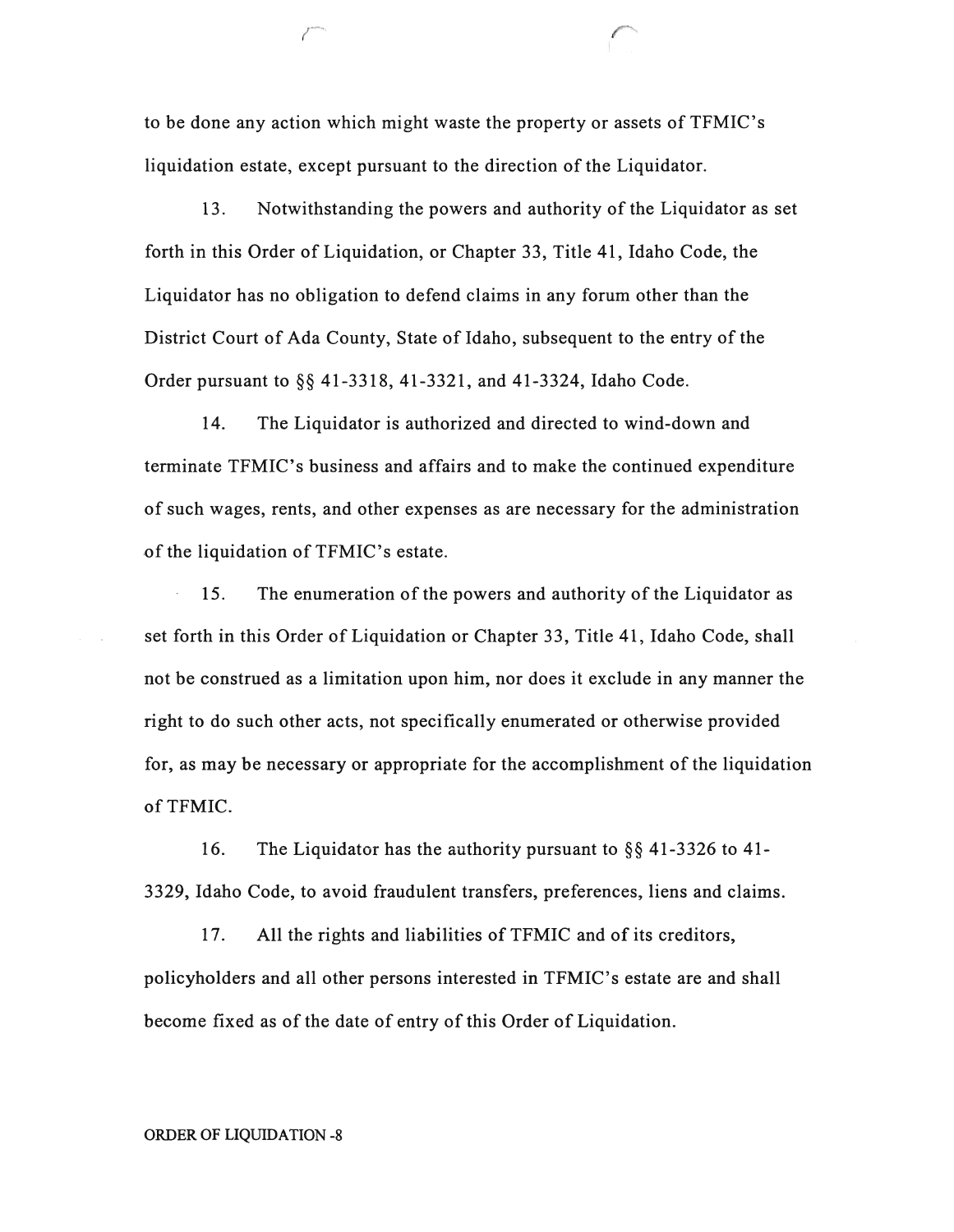to be done any action which might waste the property or assets of TFMIC's liquidation estate, except pursuant to the direction of the Liquidator.

13. Notwithstanding the powers and authority of the Liquidator as set forth in this Order of Liquidation, or Chapter 33, Title 41, Idaho Code, the Liquidator has no obligation to defend claims in any forum other than the District Court of Ada County, State of Idaho, subsequent to the entry of the Order pursuant to §§ 41-3318, 41-3321, and 41-3324, Idaho Code.

14. The Liquidator is authorized and directed to wind-down and terminate TFMIC's business and affairs and to make the continued expenditure of such wages, rents, and other expenses as are necessary for the administration of the liquidation of TFMIC's estate.

15. The enumeration of the powers and authority of the Liquidator as set forth in this Order of Liquidation or Chapter 33, Title 41, Idaho Code, shall not be construed as a limitation upon him, nor does it exclude in any manner the right to do such other acts, not specifically enumerated or otherwise provided for, as may be necessary or appropriate for the accomplishment of the liquidation of TFMIC.

16. The Liquidator has the authority pursuant to §§ 41-3326 to 41-3329, Idaho Code, to avoid fraudulent transfers, preferences, liens and claims.

17. All the rights and liabilities of TFMIC and of its creditors, policyholders and all other persons interested in TFMIC's estate are and shall become fixed as of the date of entry of this Order of Liquidation.

ORDER OF LIQUIDATION -8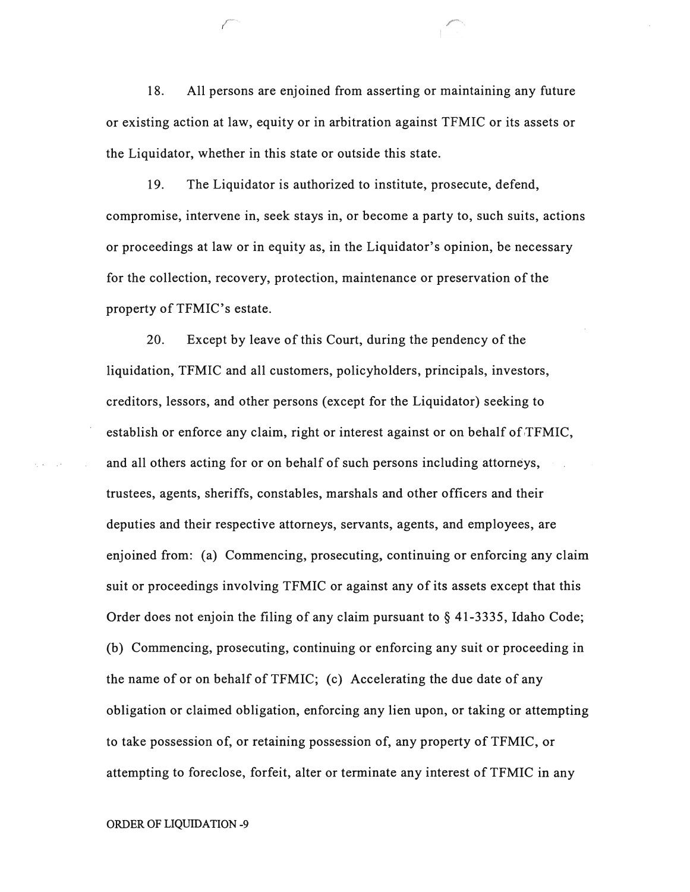18. All persons are enjoined from asserting or maintaining any future or existing action at law, equity or in arbitration against TFMIC or its assets or the Liquidator, whether in this state or outside this state.

19. The Liquidator is authorized to institute, prosecute, defend, compromise, intervene in, seek stays in, or become a party to, such suits, actions or proceedings at law or in equity as, in the Liquidator's opinion, be necessary for the collection, recovery, protection, maintenance or preservation of the property of TFMIC's estate.

20. Except by leave of this Court, during the pendency of the liquidation, TFMIC and all customers, policyholders, principals, investors, creditors, lessors, and other persons (except for the Liquidator) seeking to establish or enforce any claim, right or interest against or on behalf of TFMIC, and all others acting for or on behalf of such persons including attorneys, trustees, agents, sheriffs, constables, marshals and other officers and their deputies and their respective attorneys, servants, agents, and employees, are enjoined from: (a) Commencing, prosecuting, continuing or enforcing any claim suit or proceedings involving TFMIC or against any of its assets except that this Order does not enjoin the filing of any claim pursuant to § 41-3335, Idaho Code; (b) Commencing, prosecuting, continuing or enforcing any suit or proceeding in the name of or on behalf of TFMIC; (c) Accelerating the due date of any obligation or claimed obligation, enforcing any lien upon, or taking or attempting to take possession of, or retaining possession of, any property of TFMIC, or attempting to foreclose, forfeit, alter or terminate any interest of TFMIC in any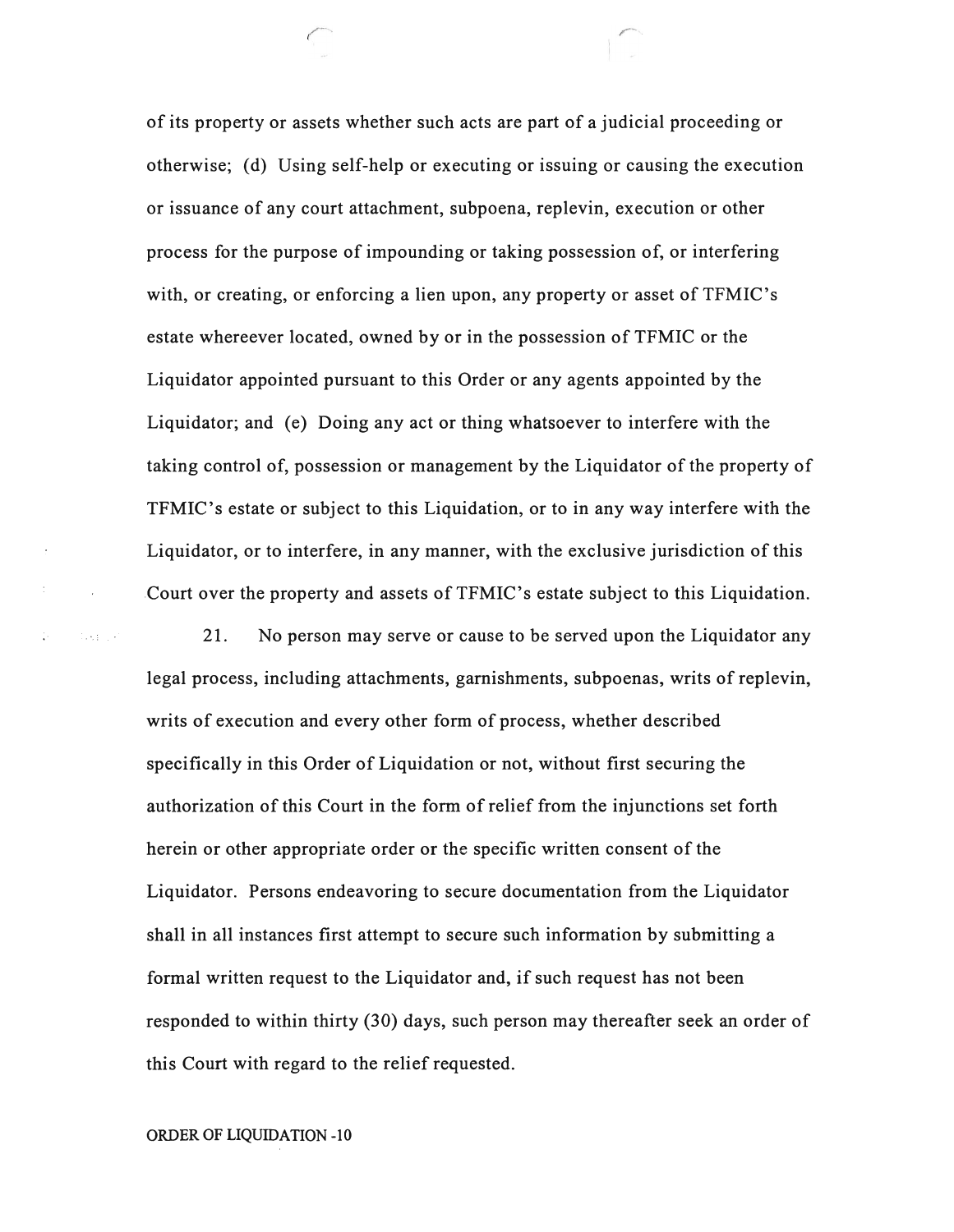of its property or assets whether such acts are part of a judicial proceeding or otherwise; (d) Using self-help or executing or issuing or causing the execution or issuance of any court attachment, subpoena, replevin, execution or other process for the purpose of impounding or taking possession of, or interfering with, or creating, or enforcing a lien upon, any property or asset of TFMIC's estate whereever located, owned by or in the possession of TFMIC or the Liquidator appointed pursuant to this Order or any agents appointed by the Liquidator; and (e) Doing any act or thing whatsoever to interfere with the taking control of, possession or management by the Liquidator of the property of TFMIC's estate or subject to this Liquidation, or to in any way interfere with the Liquidator, or to interfere, in any manner, with the exclusive jurisdiction of this Court over the property and assets of TFMIC's estate subject to this Liquidation.

21. No person may serve or cause to be served upon the Liquidator any legal process, including attachments, garnishments, subpoenas, writs of replevin, writs of execution and every other form of process, whether described specifically in this Order of Liquidation or not, without first securing the authorization of this Court in the form of relief from the injunctions set forth herein or other appropriate order or the specific written consent of the Liquidator. Persons endeavoring to secure documentation from the Liquidator shall in all instances first attempt to secure such information by submitting a formal written request to the Liquidator and, if such request has not been responded to within thirty (30) days, such person may thereafter seek an order of this Court with regard to the relief requested.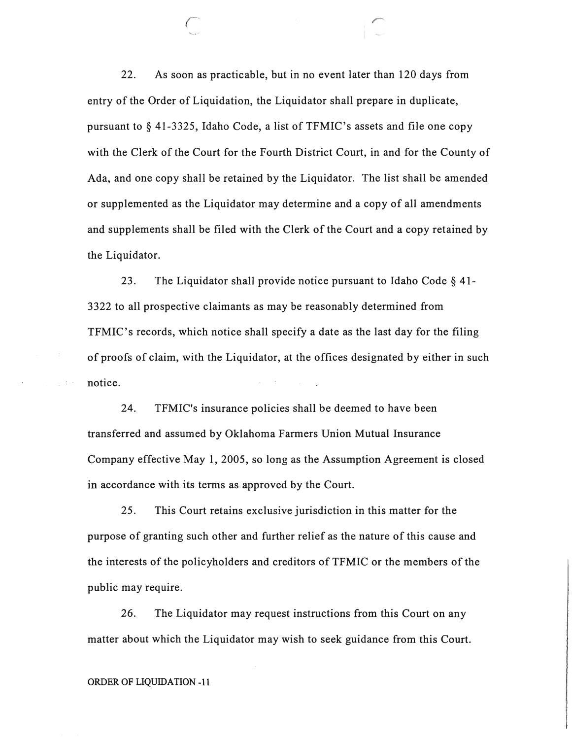22. As soon as practicable, but in no event later than 120 days from entry of the Order of Liquidation, the Liquidator shall prepare in duplicate, pursuant to § 41-3325, Idaho Code, a list of TFMIC's assets and file one copy with the Clerk of the Court for the Fourth District Court, in and for the County of Ada, and one copy shall be retained by the Liquidator. The list shall be amended or supplemented as the Liquidator may determine and a copy of all amendments and supplements shall be filed with the Clerk of the Court and a copy retained by the Liquidator.

23. The Liquidator shall provide notice pursuant to Idaho Code § 41-3322 to all prospective claimants as may be reasonably determined from TFMIC's records, which notice shall specify a date as the last day for the filing of proofs of claim, with the Liquidator, at the offices designated by either in such notice.

24. TFMIC's insurance policies shall be deemed to have been transferred and assumed by Oklahoma Farmers Union Mutual Insurance Company effective May 1, 2005, so long as the Assumption Agreement is closed in accordance with its terms as approved by the Court.

25. This Court retains exclusive jurisdiction in this matter for the purpose of granting such other and further relief as the nature of this cause and the interests of the policyholders and creditors of TFMIC or the members of the public may require.

26. The Liquidator may request instructions from this Court on any matter about which the Liquidator may wish to seek guidance from this Court.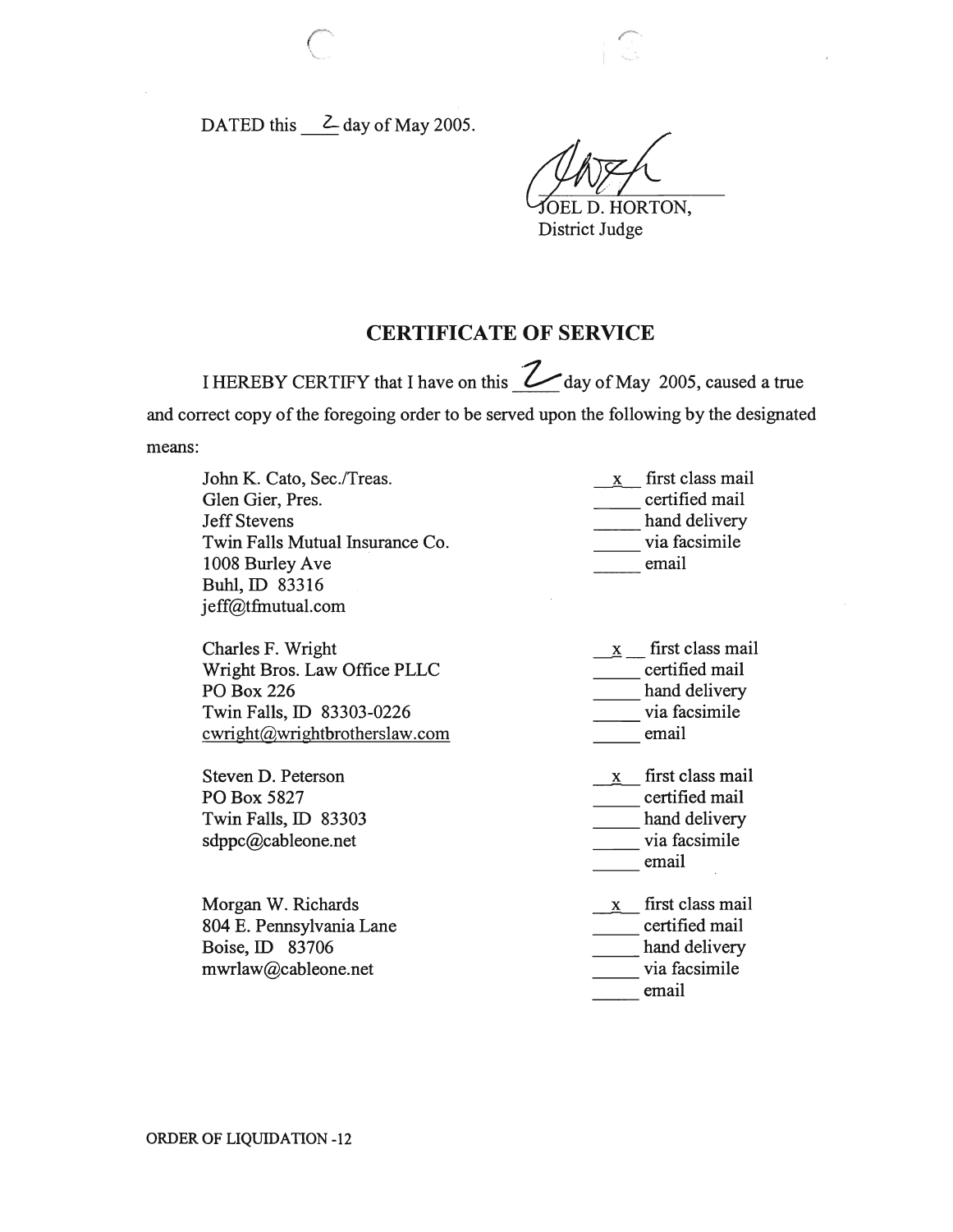DATED this 2 day of May 2005.

JOEL D. HORTON,
District Judge

## CERTIFICATE OF SERVICE

I HEREBY CERTIFY that I have on this 2 day of May 2005, caused a true and correct copy of the foregoing order to be served upon the following by the designated means:

| | |
|---|---|
| John K. Cato, Sec./Treas.<br>Glen Gier, Pres.<br>Jeff Stevens<br>Twin Falls Mutual Insurance Co.<br>1008 Burley Ave<br>Buhl, ID 83316<br>jeff@tfmutual.com | x first class mail<br>___ certified mail<br>___ hand delivery<br>___ via facsimile<br>___ email |
| Charles F. Wright<br>Wright Bros. Law Office PLLC<br>PO Box 226<br>Twin Falls, ID 83303-0226<br>cwright@wrightbrotherslaw.com | x first class mail<br>___ certified mail<br>___ hand delivery<br>___ via facsimile<br>___ email |
| Steven D. Peterson<br>PO Box 5827<br>Twin Falls, ID 83303<br>sdppc@cableone.net | x first class mail<br>___ certified mail<br>___ hand delivery<br>___ via facsimile<br>___ email |
| Morgan W. Richards<br>804 E. Pennsylvania Lane<br>Boise, ID 83706<br>mwrlaw@cableone.net | x first class mail<br>___ certified mail<br>___ hand delivery<br>___ via facsimile<br>___ email |

ORDER OF LIQUIDATION -12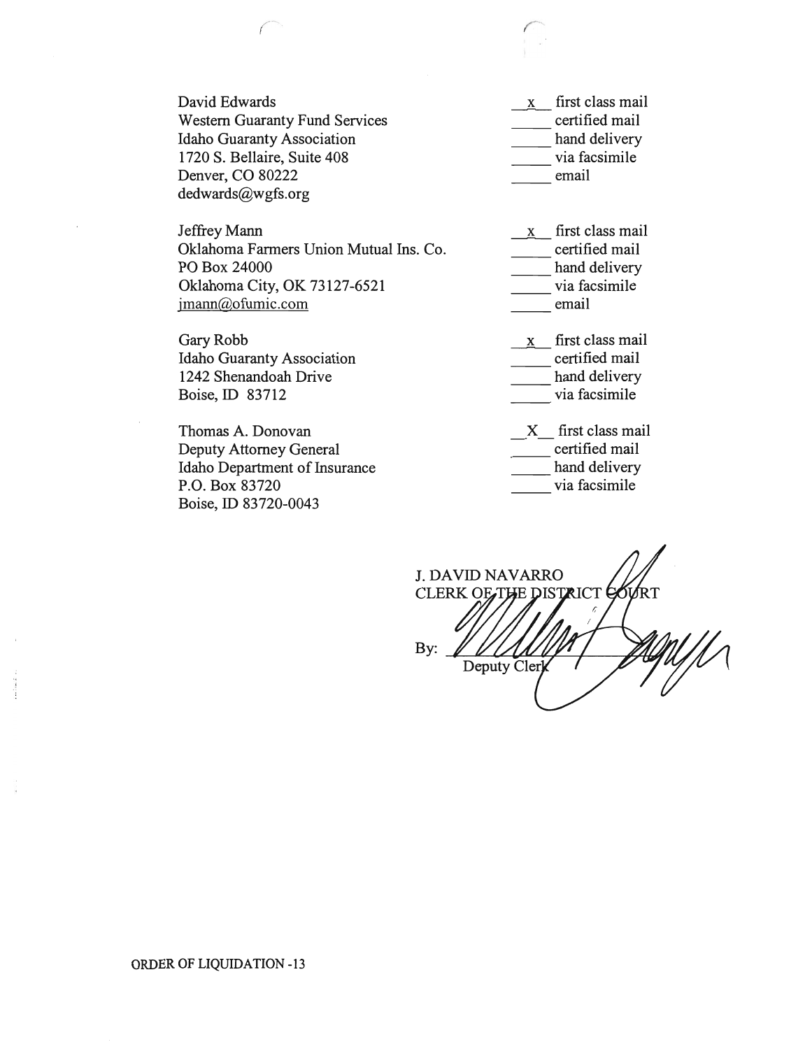David Edwards
Western Guaranty Fund Services
Idaho Guaranty Association
1720 S. Bellaire, Suite 408
Denver, CO 80222
dedwards@wgfs.org

__x__ first class mail
_____ certified mail
_____ hand delivery
_____ via facsimile
_____ email

Jeffrey Mann
Oklahoma Farmers Union Mutual Ins. Co.
PO Box 24000
Oklahoma City, OK 73127-6521
jmann@ofumic.com

__x__ first class mail
_____ certified mail
_____ hand delivery
_____ via facsimile
_____ email

Gary Robb
Idaho Guaranty Association
1242 Shenandoah Drive
Boise, ID 83712

__x__ first class mail
_____ certified mail
_____ hand delivery
_____ via facsimile

Thomas A. Donovan
Deputy Attorney General
Idaho Department of Insurance
P.O. Box 83720
Boise, ID 83720-0043

__X__ first class mail
_____ certified mail
_____ hand delivery
_____ via facsimile

J. DAVID NAVARRO
CLERK OF THE DISTRICT COURT

By: ______________________
Deputy Clerk

ORDER OF LIQUIDATION -13